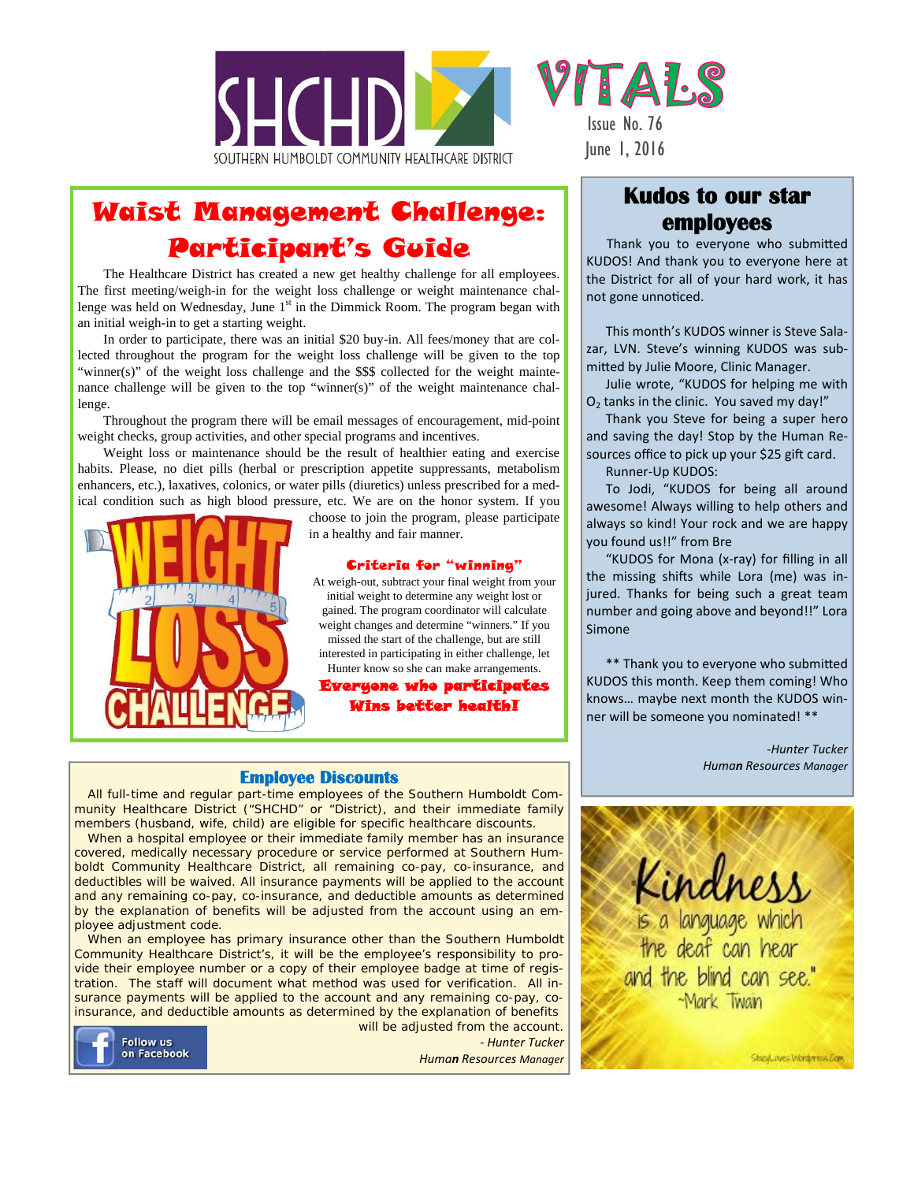# SHCHD VITALS

SOUTHERN HUMBOLDT COMMUNITY HEALTHCARE DISTRICT

Issue No. 76

June 1, 2016

## Waist Management Challenge: Participant's Guide

The Healthcare District has created a new get healthy challenge for all employees. The first meeting/weigh-in for the weight loss challenge or weight maintenance challenge was held on Wednesday, June 1st in the Dimmick Room. The program began with an initial weigh-in to get a starting weight.

In order to participate, there was an initial $20 buy-in. All fees/money that are collected throughout the program for the weight loss challenge will be given to the top "winner(s)" of the weight loss challenge and the $$$ collected for the weight maintenance challenge will be given to the top "winner(s)" of the weight maintenance challenge.

Throughout the program there will be email messages of encouragement, mid-point weight checks, group activities, and other special programs and incentives.

Weight loss or maintenance should be the result of healthier eating and exercise habits. Please, no diet pills (herbal or prescription appetite suppressants, metabolism enhancers, etc.), laxatives, colonics, or water pills (diuretics) unless prescribed for a medical condition such as high blood pressure, etc. We are on the honor system. If you choose to join the program, please participate in a healthy and fair manner.

WEIGHT LOSS CHALLENGE

### Criteria for "winning"

At weigh-out, subtract your final weight from your initial weight to determine any weight lost or gained. The program coordinator will calculate weight changes and determine "winners." If you missed the start of the challenge, but are still interested in participating in either challenge, let Hunter know so she can make arrangements.

**Everyone who participates Wins better health!**

## Kudos to our star employees

Thank you to everyone who submitted KUDOS! And thank you to everyone here at the District for all of your hard work, it has not gone unnoticed.

This month's KUDOS winner is Steve Salazar, LVN. Steve's winning KUDOS was submitted by Julie Moore, Clinic Manager.

Julie wrote, "KUDOS for helping me with $O_2$ tanks in the clinic. You saved my day!"

Thank you Steve for being a super hero and saving the day! Stop by the Human Resources office to pick up your $25 gift card.

Runner-Up KUDOS:

To Jodi, "KUDOS for being all around awesome! Always willing to help others and always so kind! Your rock and we are happy you found us!!" from Bre

"KUDOS for Mona (x-ray) for filling in all the missing shifts while Lora (me) was injured. Thanks for being such a great team number and going above and beyond!!" Lora Simone

** Thank you to everyone who submitted KUDOS this month. Keep them coming! Who knows… maybe next month the KUDOS winner will be someone you nominated! **

*-Hunter Tucker*
*Human Resources Manager*

## Employee Discounts

All full-time and regular part-time employees of the Southern Humboldt Community Healthcare District ("SHCHD" or "District), and their immediate family members (husband, wife, child) are eligible for specific healthcare discounts.

When a hospital employee or their immediate family member has an insurance covered, medically necessary procedure or service performed at Southern Humboldt Community Healthcare District, all remaining co-pay, co-insurance, and deductibles will be waived. All insurance payments will be applied to the account and any remaining co-pay, co-insurance, and deductible amounts as determined by the explanation of benefits will be adjusted from the account using an employee adjustment code.

When an employee has primary insurance other than the Southern Humboldt Community Healthcare District's, it will be the employee's responsibility to provide their employee number or a copy of their employee badge at time of registration. The staff will document what method was used for verification. All insurance payments will be applied to the account and any remaining co-pay, co-insurance, and deductible amounts as determined by the explanation of benefits will be adjusted from the account.

*- Hunter Tucker*
*Human Resources Manager*

Follow us on Facebook

"Kindness is a language which the deaf can hear and the blind can see." ~Mark Twain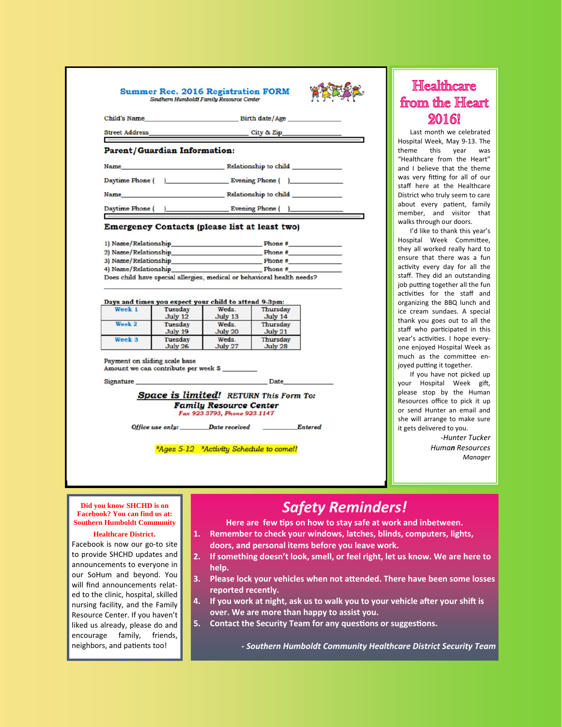## Summer Rec. 2016 Registration FORM

*Southern Humboldt Family Resource Center*

Child's Name_________________________ Birth date/Age _______________

Street Address_________________________ City & Zip_______________

### Parent/Guardian Information:

Name_________________________ Relationship to child _______________

Daytime Phone ( )_______________ Evening Phone ( )_______________

Name_________________________ Relationship to child _______________

Daytime Phone ( )_______________ Evening Phone ( )_______________

### Emergency Contacts (please list at least two)

1) Name/Relationship_________________________ Phone #_______________
2) Name/Relationship_________________________ Phone #_______________
3) Name/Relationship_________________________ Phone #_______________
4) Name/Relationship_________________________ Phone #_______________

Does child have special allergies, medical or behavioral health needs?

_____________________________________________________________

**Days and times you expect your child to attend 9-3pm:**

| | | | |
|---|---|---|---|
| Week 1 | Tuesday July 12 | Weds. July 13 | Thursday July 14 |
| Week 2 | Tuesday July 19 | Weds. July 20 | Thursday July 21 |
| Week 3 | Tuesday July 26 | Weds. July 27 | Thursday July 28 |

Payment on sliding scale base
Amount we can contribute per week $ __________

Signature _________________________ Date_______________

***Space is limited!*** *RETURN This Form To:*
**Family Resource Center**
*Fax 923-3793, Phone 923-1147*

*Office use only:* ________*Date received* ________*Entered*

*\*Ages 5-12 \*Activity Schedule to come!!*

## Healthcare from the Heart 2016!

Last month we celebrated Hospital Week, May 9-13. The theme this year was "Healthcare from the Heart" and I believe that the theme was very fitting for all of our staff here at the Healthcare District who truly seem to care about every patient, family member, and visitor that walks through our doors.

I'd like to thank this year's Hospital Week Committee, they all worked really hard to ensure that there was a fun activity every day for all the staff. They did an outstanding job putting together all the fun activities for the staff and organizing the BBQ lunch and ice cream sundaes. A special thank you goes out to all the staff who participated in this year's activities. I hope everyone enjoyed Hospital Week as much as the committee enjoyed putting it together.

If you have not picked up your Hospital Week gift, please stop by the Human Resources office to pick it up or send Hunter an email and she will arrange to make sure it gets delivered to you.

*-Hunter Tucker*
*Human Resources Manager*

**Did you know SHCHD is on Facebook? You can find us at: Southern Humboldt Community Healthcare District.**

Facebook is now our go-to site to provide SHCHD updates and announcements to everyone in our SoHum and beyond. You will find announcements related to the clinic, hospital, skilled nursing facility, and the Family Resource Center. If you haven't liked us already, please do and encourage family, friends, neighbors, and patients too!

## Safety Reminders!

**Here are few tips on how to stay safe at work and inbetween.**

1. **Remember to check your windows, latches, blinds, computers, lights, doors, and personal items before you leave work.**
2. **If something doesn't look, smell, or feel right, let us know. We are here to help.**
3. **Please lock your vehicles when not attended. There have been some losses reported recently.**
4. **If you work at night, ask us to walk you to your vehicle after your shift is over. We are more than happy to assist you.**
5. **Contact the Security Team for any questions or suggestions.**

***- Southern Humboldt Community Healthcare District Security Team***